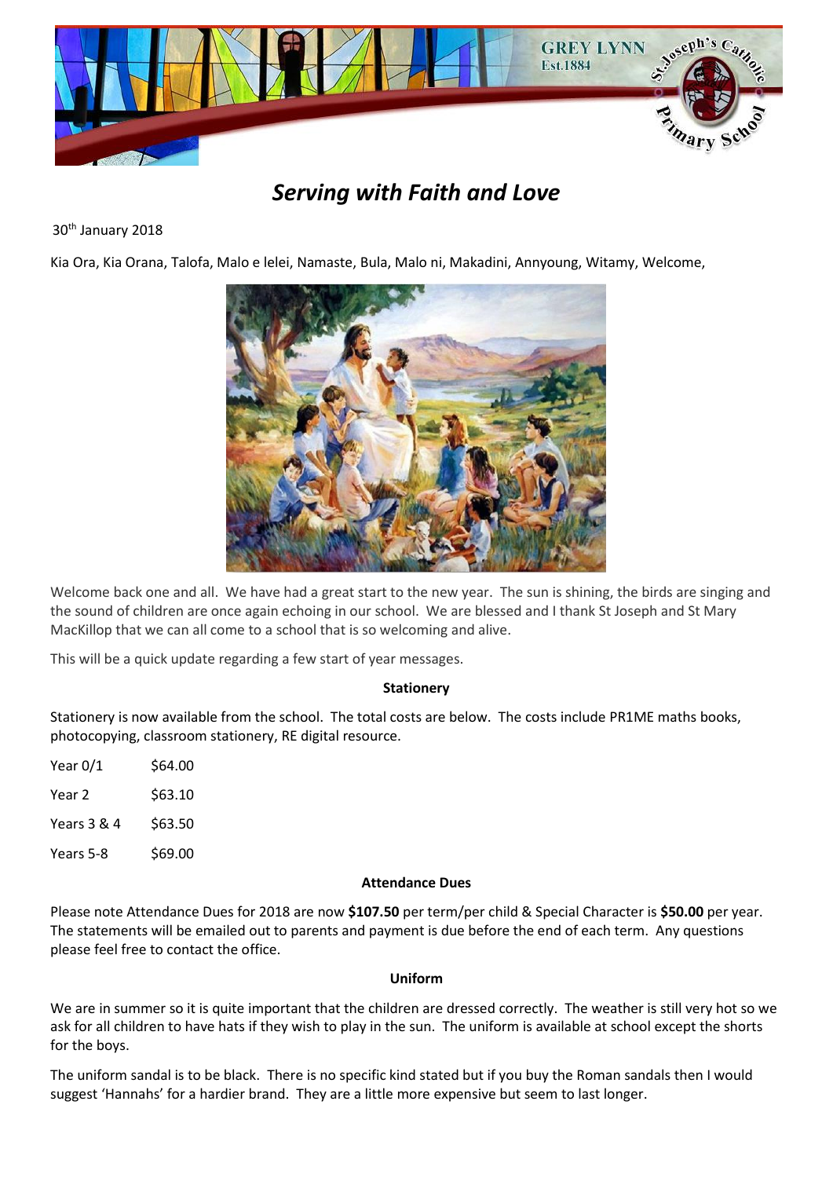GREY LYNN
Est.1884

St.Joseph's Catholic Primary School

# *Serving with Faith and Love*

30th January 2018

Kia Ora, Kia Orana, Talofa, Malo e lelei, Namaste, Bula, Malo ni, Makadini, Annyoung, Witamy, Welcome,

Welcome back one and all. We have had a great start to the new year. The sun is shining, the birds are singing and the sound of children are once again echoing in our school. We are blessed and I thank St Joseph and St Mary MacKillop that we can all come to a school that is so welcoming and alive.

This will be a quick update regarding a few start of year messages.

**Stationery**

Stationery is now available from the school. The total costs are below. The costs include PR1ME maths books, photocopying, classroom stationery, RE digital resource.

| | |
|---|---|
| Year 0/1 | $64.00 |
| Year 2 | $63.10 |
| Years 3 & 4 | $63.50 |
| Years 5-8 | $69.00 |

**Attendance Dues**

Please note Attendance Dues for 2018 are now **$107.50** per term/per child & Special Character is **$50.00** per year. The statements will be emailed out to parents and payment is due before the end of each term. Any questions please feel free to contact the office.

**Uniform**

We are in summer so it is quite important that the children are dressed correctly. The weather is still very hot so we ask for all children to have hats if they wish to play in the sun. The uniform is available at school except the shorts for the boys.

The uniform sandal is to be black. There is no specific kind stated but if you buy the Roman sandals then I would suggest 'Hannahs' for a hardier brand. They are a little more expensive but seem to last longer.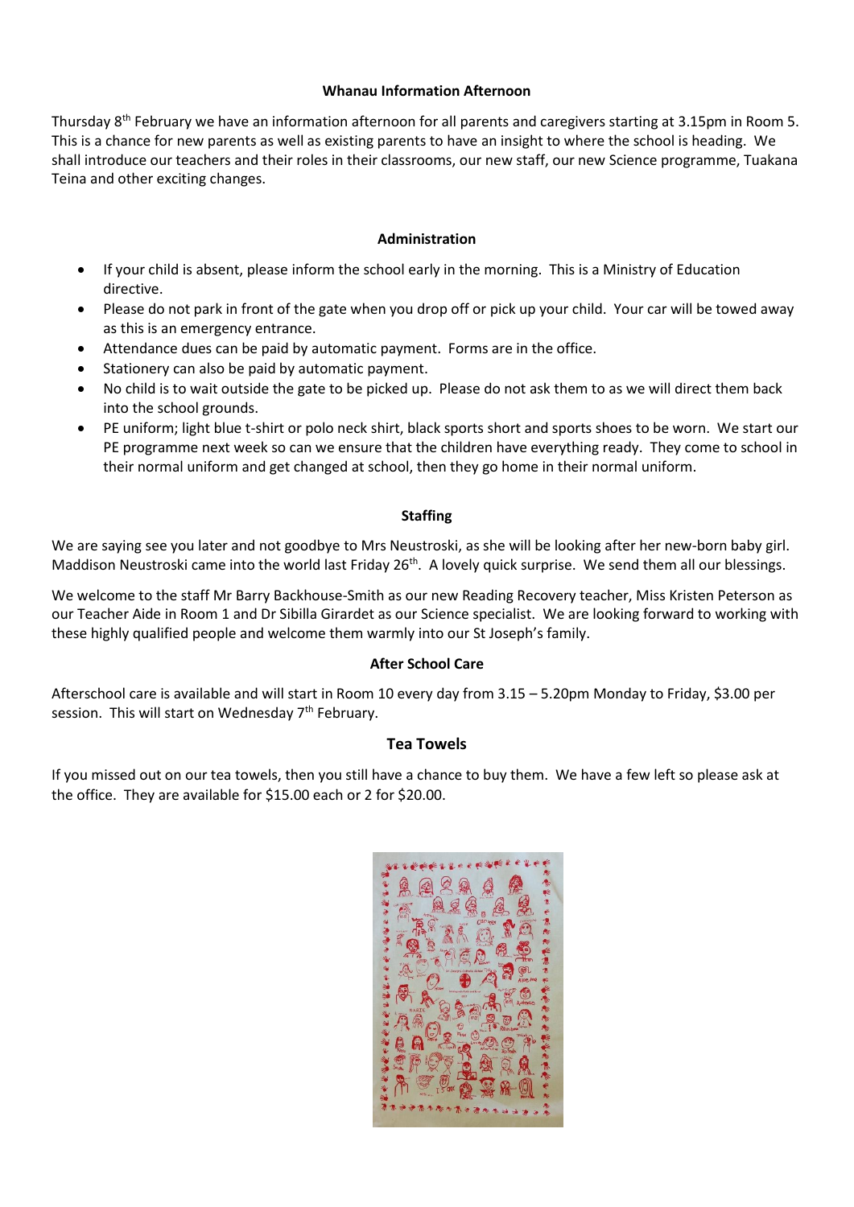## Whanau Information Afternoon

Thursday 8th February we have an information afternoon for all parents and caregivers starting at 3.15pm in Room 5. This is a chance for new parents as well as existing parents to have an insight to where the school is heading. We shall introduce our teachers and their roles in their classrooms, our new staff, our new Science programme, Tuakana Teina and other exciting changes.

## Administration

- If your child is absent, please inform the school early in the morning. This is a Ministry of Education directive.
- Please do not park in front of the gate when you drop off or pick up your child. Your car will be towed away as this is an emergency entrance.
- Attendance dues can be paid by automatic payment. Forms are in the office.
- Stationery can also be paid by automatic payment.
- No child is to wait outside the gate to be picked up. Please do not ask them to as we will direct them back into the school grounds.
- PE uniform; light blue t-shirt or polo neck shirt, black sports short and sports shoes to be worn. We start our PE programme next week so can we ensure that the children have everything ready. They come to school in their normal uniform and get changed at school, then they go home in their normal uniform.

## Staffing

We are saying see you later and not goodbye to Mrs Neustroski, as she will be looking after her new-born baby girl. Maddison Neustroski came into the world last Friday 26th. A lovely quick surprise. We send them all our blessings.

We welcome to the staff Mr Barry Backhouse-Smith as our new Reading Recovery teacher, Miss Kristen Peterson as our Teacher Aide in Room 1 and Dr Sibilla Girardet as our Science specialist. We are looking forward to working with these highly qualified people and welcome them warmly into our St Joseph's family.

## After School Care

Afterschool care is available and will start in Room 10 every day from 3.15 – 5.20pm Monday to Friday, $3.00 per session. This will start on Wednesday 7th February.

## Tea Towels

If you missed out on our tea towels, then you still have a chance to buy them. We have a few left so please ask at the office. They are available for $15.00 each or 2 for $20.00.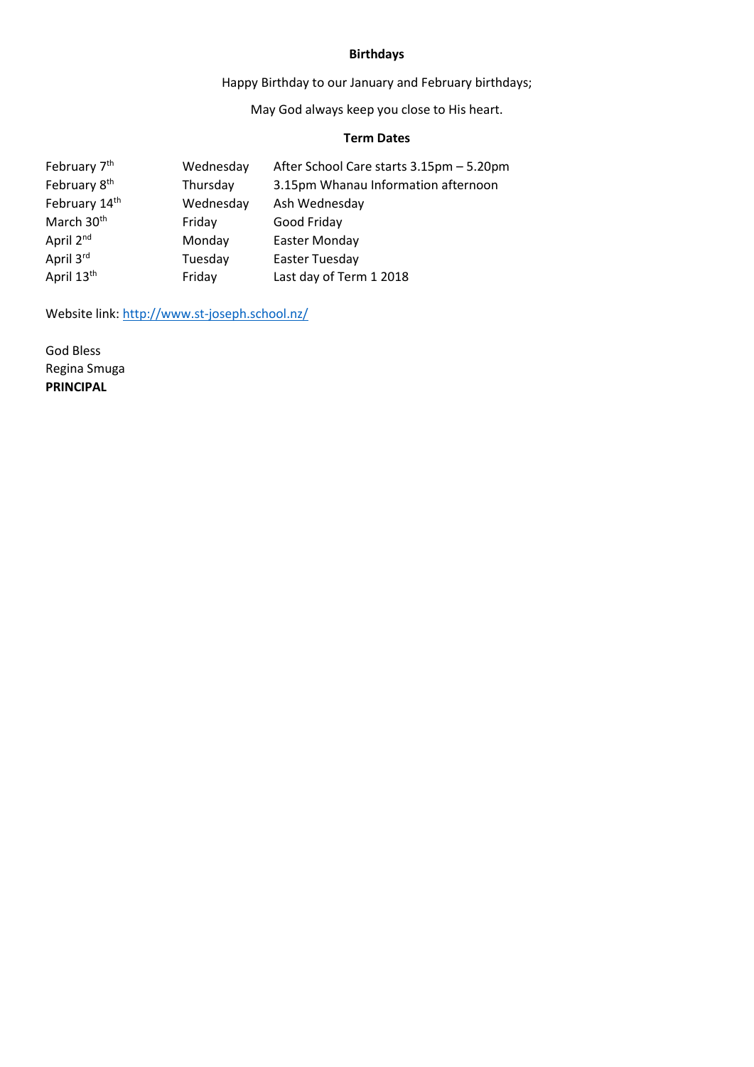**Birthdays**

Happy Birthday to our January and February birthdays;

May God always keep you close to His heart.

**Term Dates**

| | | |
|---|---|---|
| February 7th | Wednesday | After School Care starts 3.15pm – 5.20pm |
| February 8th | Thursday | 3.15pm Whanau Information afternoon |
| February 14th | Wednesday | Ash Wednesday |
| March 30th | Friday | Good Friday |
| April 2nd | Monday | Easter Monday |
| April 3rd | Tuesday | Easter Tuesday |
| April 13th | Friday | Last day of Term 1 2018 |

Website link: http://www.st-joseph.school.nz/

God Bless
Regina Smuga
**PRINCIPAL**